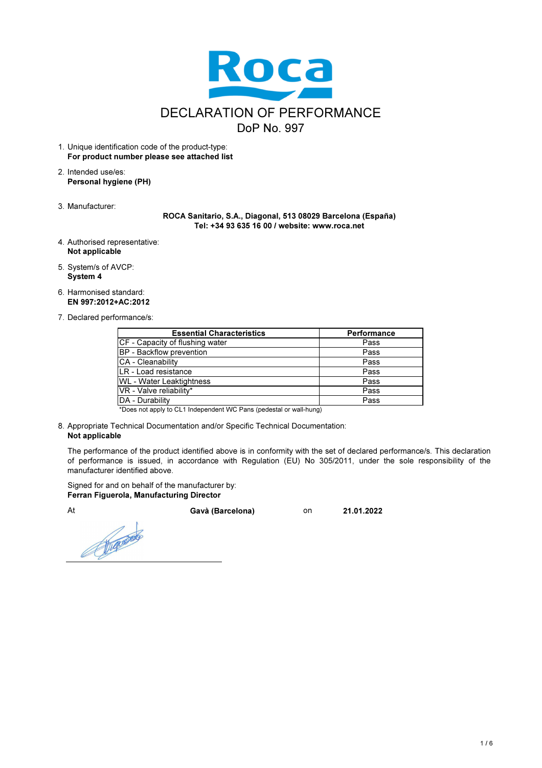# DECLARATION OF PERFORMANCE

## DoP No. 997

1. Unique identification code of the product-type:
   **For product number please see attached list**

2. Intended use/es:
   **Personal hygiene (PH)**

3. Manufacturer:
   **ROCA Sanitario, S.A., Diagonal, 513 08029 Barcelona (España)**
   **Tel: +34 93 635 16 00 / website: www.roca.net**

4. Authorised representative:
   **Not applicable**

5. System/s of AVCP:
   **System 4**

6. Harmonised standard:
   **EN 997:2012+AC:2012**

7. Declared performance/s:

| Essential Characteristics | Performance |
|---|---|
| CF - Capacity of flushing water | Pass |
| BP - Backflow prevention | Pass |
| CA - Cleanability | Pass |
| LR - Load resistance | Pass |
| WL - Water Leaktightness | Pass |
| VR - Valve reliability* | Pass |
| DA - Durability | Pass |

*Does not apply to CL1 Independent WC Pans (pedestal or wall-hung)

8. Appropriate Technical Documentation and/or Specific Technical Documentation:
   **Not applicable**

The performance of the product identified above is in conformity with the set of declared performance/s. This declaration of performance is issued, in accordance with Regulation (EU) No 305/2011, under the sole responsibility of the manufacturer identified above.

Signed for and on behalf of the manufacturer by:
**Ferran Figuerola, Manufacturing Director**

At **Gavà (Barcelona)** on **21.01.2022**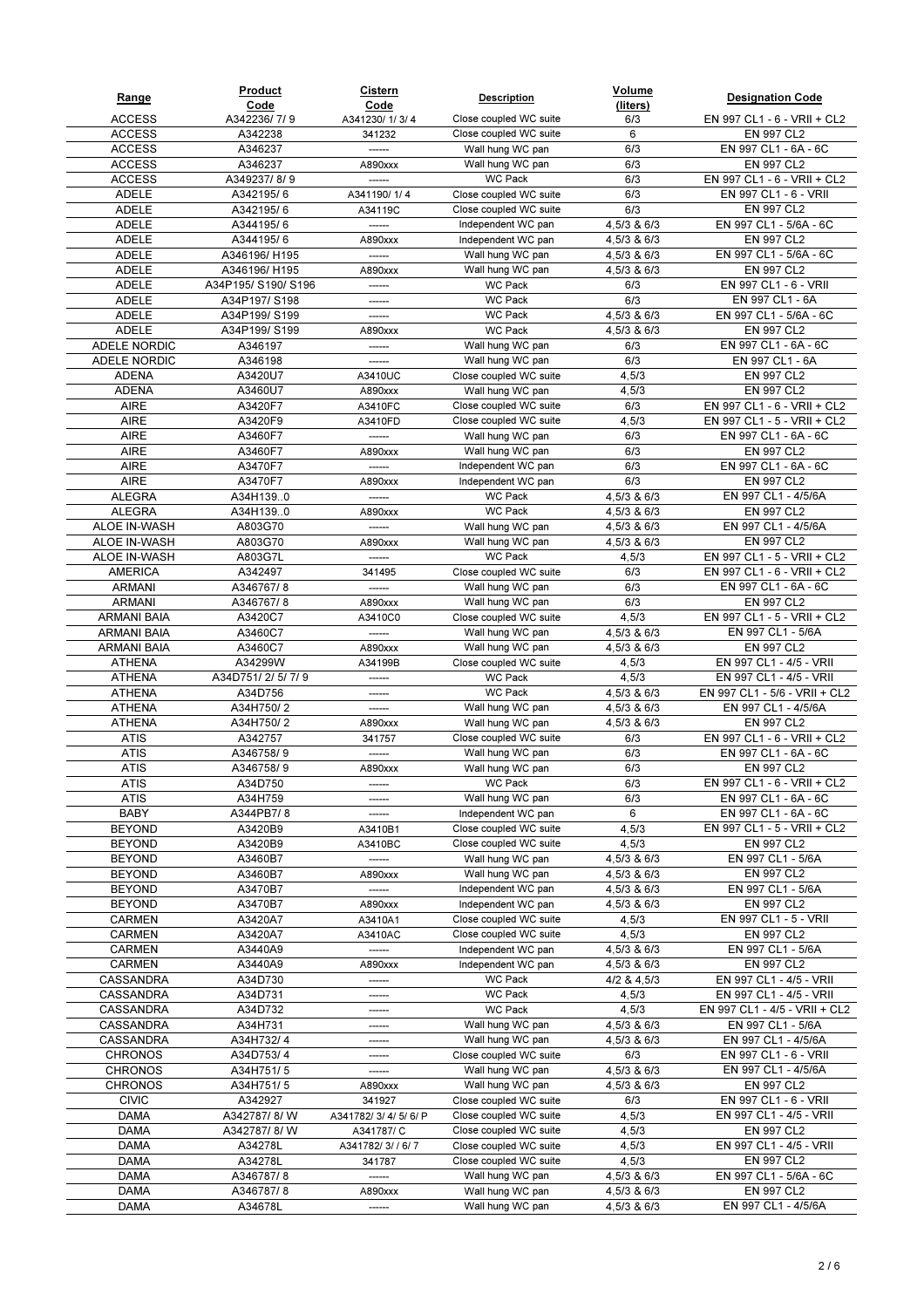| Range | Product Code | Cistern Code | Description | Volume (liters) | Designation Code |
|---|---|---|---|---|---|
| ACCESS | A342236/ 7/ 9 | A341230/ 1/ 3/ 4 | Close coupled WC suite | 6/3 | EN 997 CL1 - 6 - VRII + CL2 |
| ACCESS | A342238 | 341232 | Close coupled WC suite | 6 | EN 997 CL2 |
| ACCESS | A346237 | ------ | Wall hung WC pan | 6/3 | EN 997 CL1 - 6A - 6C |
| ACCESS | A346237 | A890xxx | Wall hung WC pan | 6/3 | EN 997 CL2 |
| ACCESS | A349237/ 8/ 9 | ------ | WC Pack | 6/3 | EN 997 CL1 - 6 - VRII + CL2 |
| ADELE | A342195/ 6 | A341190/ 1/ 4 | Close coupled WC suite | 6/3 | EN 997 CL1 - 6 - VRII |
| ADELE | A342195/ 6 | A34119C | Close coupled WC suite | 6/3 | EN 997 CL2 |
| ADELE | A344195/ 6 | ------ | Independent WC pan | 4,5/3 & 6/3 | EN 997 CL1 - 5/6A - 6C |
| ADELE | A344195/ 6 | A890xxx | Independent WC pan | 4,5/3 & 6/3 | EN 997 CL2 |
| ADELE | A346196/ H195 | ------ | Wall hung WC pan | 4,5/3 & 6/3 | EN 997 CL1 - 5/6A - 6C |
| ADELE | A346196/ H195 | A890xxx | Wall hung WC pan | 4,5/3 & 6/3 | EN 997 CL2 |
| ADELE | A34P195/ S190/ S196 | ------ | WC Pack | 6/3 | EN 997 CL1 - 6 - VRII |
| ADELE | A34P197/ S198 | ------ | WC Pack | 6/3 | EN 997 CL1 - 6A |
| ADELE | A34P199/ S199 | ------ | WC Pack | 4,5/3 & 6/3 | EN 997 CL1 - 5/6A - 6C |
| ADELE | A34P199/ S199 | A890xxx | WC Pack | 4,5/3 & 6/3 | EN 997 CL2 |
| ADELE NORDIC | A346197 | ------ | Wall hung WC pan | 6/3 | EN 997 CL1 - 6A - 6C |
| ADELE NORDIC | A346198 | ------ | Wall hung WC pan | 6/3 | EN 997 CL1 - 6A |
| ADENA | A3420U7 | A3410UC | Close coupled WC suite | 4,5/3 | EN 997 CL2 |
| ADENA | A3460U7 | A890xxx | Wall hung WC pan | 4,5/3 | EN 997 CL2 |
| AIRE | A3420F7 | A3410FC | Close coupled WC suite | 6/3 | EN 997 CL1 - 6 - VRII + CL2 |
| AIRE | A3420F9 | A3410FD | Close coupled WC suite | 4,5/3 | EN 997 CL1 - 5 - VRII + CL2 |
| AIRE | A3460F7 | ------ | Wall hung WC pan | 6/3 | EN 997 CL1 - 6A - 6C |
| AIRE | A3460F7 | A890xxx | Wall hung WC pan | 6/3 | EN 997 CL2 |
| AIRE | A3470F7 | ------ | Independent WC pan | 6/3 | EN 997 CL1 - 6A - 6C |
| AIRE | A3470F7 | A890xxx | Independent WC pan | 6/3 | EN 997 CL2 |
| ALEGRA | A34H139..0 | ------ | WC Pack | 4,5/3 & 6/3 | EN 997 CL1 - 4/5/6A |
| ALEGRA | A34H139..0 | A890xxx | WC Pack | 4,5/3 & 6/3 | EN 997 CL2 |
| ALOE IN-WASH | A803G70 | ------ | Wall hung WC pan | 4,5/3 & 6/3 | EN 997 CL1 - 4/5/6A |
| ALOE IN-WASH | A803G70 | A890xxx | Wall hung WC pan | 4,5/3 & 6/3 | EN 997 CL2 |
| ALOE IN-WASH | A803G7L | ------ | WC Pack | 4,5/3 | EN 997 CL1 - 5 - VRII + CL2 |
| AMERICA | A342497 | 341495 | Close coupled WC suite | 6/3 | EN 997 CL1 - 6 - VRII + CL2 |
| ARMANI | A346767/ 8 | ------ | Wall hung WC pan | 6/3 | EN 997 CL1 - 6A - 6C |
| ARMANI | A346767/ 8 | A890xxx | Wall hung WC pan | 6/3 | EN 997 CL2 |
| ARMANI BAIA | A3420C7 | A3410C0 | Close coupled WC suite | 4,5/3 | EN 997 CL1 - 5 - VRII + CL2 |
| ARMANI BAIA | A3460C7 | ------ | Wall hung WC pan | 4,5/3 & 6/3 | EN 997 CL1 - 5/6A |
| ARMANI BAIA | A3460C7 | A890xxx | Wall hung WC pan | 4,5/3 & 6/3 | EN 997 CL2 |
| ATHENA | A34299W | A34199B | Close coupled WC suite | 4,5/3 | EN 997 CL1 - 4/5 - VRII |
| ATHENA | A34D751/ 2/ 5/ 7/ 9 | ------ | WC Pack | 4,5/3 | EN 997 CL1 - 4/5 - VRII |
| ATHENA | A34D756 | ------ | WC Pack | 4,5/3 & 6/3 | EN 997 CL1 - 5/6 - VRII + CL2 |
| ATHENA | A34H750/ 2 | ------ | Wall hung WC pan | 4,5/3 & 6/3 | EN 997 CL1 - 4/5/6A |
| ATHENA | A34H750/ 2 | A890xxx | Wall hung WC pan | 4,5/3 & 6/3 | EN 997 CL2 |
| ATIS | A342757 | 341757 | Close coupled WC suite | 6/3 | EN 997 CL1 - 6 - VRII + CL2 |
| ATIS | A346758/ 9 | ------ | Wall hung WC pan | 6/3 | EN 997 CL1 - 6A - 6C |
| ATIS | A346758/ 9 | A890xxx | Wall hung WC pan | 6/3 | EN 997 CL2 |
| ATIS | A34D750 | ------ | WC Pack | 6/3 | EN 997 CL1 - 6 - VRII + CL2 |
| ATIS | A34H759 | ------ | Wall hung WC pan | 6/3 | EN 997 CL1 - 6A - 6C |
| BABY | A344PB7/ 8 | ------ | Independent WC pan | 6 | EN 997 CL1 - 6A - 6C |
| BEYOND | A3420B9 | A3410B1 | Close coupled WC suite | 4,5/3 | EN 997 CL1 - 5 - VRII + CL2 |
| BEYOND | A3420B9 | A3410BC | Close coupled WC suite | 4,5/3 | EN 997 CL2 |
| BEYOND | A3460B7 | ------ | Wall hung WC pan | 4,5/3 & 6/3 | EN 997 CL1 - 5/6A |
| BEYOND | A3460B7 | A890xxx | Wall hung WC pan | 4,5/3 & 6/3 | EN 997 CL2 |
| BEYOND | A3470B7 | ------ | Independent WC pan | 4,5/3 & 6/3 | EN 997 CL1 - 5/6A |
| BEYOND | A3470B7 | A890xxx | Independent WC pan | 4,5/3 & 6/3 | EN 997 CL2 |
| CARMEN | A3420A7 | A3410A1 | Close coupled WC suite | 4,5/3 | EN 997 CL1 - 5 - VRII |
| CARMEN | A3420A7 | A3410AC | Close coupled WC suite | 4,5/3 | EN 997 CL2 |
| CARMEN | A3440A9 | ------ | Independent WC pan | 4,5/3 & 6/3 | EN 997 CL1 - 5/6A |
| CARMEN | A3440A9 | A890xxx | Independent WC pan | 4,5/3 & 6/3 | EN 997 CL2 |
| CASSANDRA | A34D730 | ------ | WC Pack | 4/2 & 4,5/3 | EN 997 CL1 - 4/5 - VRII |
| CASSANDRA | A34D731 | ------ | WC Pack | 4,5/3 | EN 997 CL1 - 4/5 - VRII |
| CASSANDRA | A34D732 | ------ | WC Pack | 4,5/3 | EN 997 CL1 - 4/5 - VRII + CL2 |
| CASSANDRA | A34H731 | ------ | Wall hung WC pan | 4,5/3 & 6/3 | EN 997 CL1 - 5/6A |
| CASSANDRA | A34H732/ 4 | ------ | Wall hung WC pan | 4,5/3 & 6/3 | EN 997 CL1 - 4/5/6A |
| CHRONOS | A34D753/ 4 | ------ | Close coupled WC suite | 6/3 | EN 997 CL1 - 6 - VRII |
| CHRONOS | A34H751/ 5 | ------ | Wall hung WC pan | 4,5/3 & 6/3 | EN 997 CL1 - 4/5/6A |
| CHRONOS | A34H751/ 5 | A890xxx | Wall hung WC pan | 4,5/3 & 6/3 | EN 997 CL2 |
| CIVIC | A342927 | 341927 | Close coupled WC suite | 6/3 | EN 997 CL1 - 6 - VRII |
| DAMA | A342787/ 8/ W | A341782/ 3/ 4/ 5/ 6/ P | Close coupled WC suite | 4,5/3 | EN 997 CL1 - 4/5 - VRII |
| DAMA | A342787/ 8/ W | A341787/ C | Close coupled WC suite | 4,5/3 | EN 997 CL2 |
| DAMA | A34278L | A341782/ 3/ / 6/ 7 | Close coupled WC suite | 4,5/3 | EN 997 CL1 - 4/5 - VRII |
| DAMA | A34278L | 341787 | Close coupled WC suite | 4,5/3 | EN 997 CL2 |
| DAMA | A346787/ 8 | ------ | Wall hung WC pan | 4,5/3 & 6/3 | EN 997 CL1 - 5/6A - 6C |
| DAMA | A346787/ 8 | A890xxx | Wall hung WC pan | 4,5/3 & 6/3 | EN 997 CL2 |
| DAMA | A34678L | ------ | Wall hung WC pan | 4,5/3 & 6/3 | EN 997 CL1 - 4/5/6A |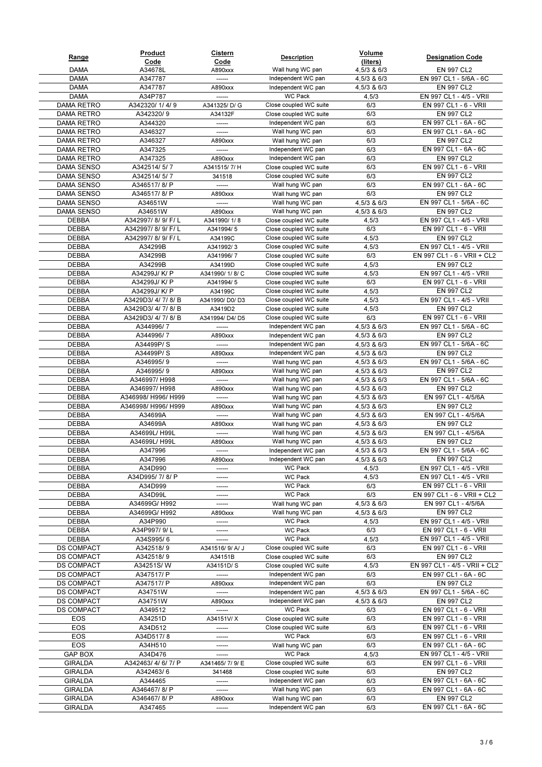| Range | Product Code | Cistern Code | Description | Volume (liters) | Designation Code |
|---|---|---|---|---|---|
| DAMA | A34678L | A890xxx | Wall hung WC pan | 4,5/3 & 6/3 | EN 997 CL2 |
| DAMA | A347787 | ------ | Independent WC pan | 4,5/3 & 6/3 | EN 997 CL1 - 5/6A - 6C |
| DAMA | A347787 | A890xxx | Independent WC pan | 4,5/3 & 6/3 | EN 997 CL2 |
| DAMA | A34P787 | ------ | WC Pack | 4,5/3 | EN 997 CL1 - 4/5 - VRII |
| DAMA RETRO | A342320/ 1/ 4/ 9 | A341325/ D/ G | Close coupled WC suite | 6/3 | EN 997 CL1 - 6 - VRII |
| DAMA RETRO | A342320/ 9 | A34132F | Close coupled WC suite | 6/3 | EN 997 CL2 |
| DAMA RETRO | A344320 | ------ | Independent WC pan | 6/3 | EN 997 CL1 - 6A - 6C |
| DAMA RETRO | A346327 | ------ | Wall hung WC pan | 6/3 | EN 997 CL1 - 6A - 6C |
| DAMA RETRO | A346327 | A890xxx | Wall hung WC pan | 6/3 | EN 997 CL2 |
| DAMA RETRO | A347325 | ------ | Independent WC pan | 6/3 | EN 997 CL1 - 6A - 6C |
| DAMA RETRO | A347325 | A890xxx | Independent WC pan | 6/3 | EN 997 CL2 |
| DAMA SENSO | A342514/ 5/ 7 | A341515/ 7/ H | Close coupled WC suite | 6/3 | EN 997 CL1 - 6 - VRII |
| DAMA SENSO | A342514/ 5/ 7 | 341518 | Close coupled WC suite | 6/3 | EN 997 CL2 |
| DAMA SENSO | A346517/ 8/ P | ------ | Wall hung WC pan | 6/3 | EN 997 CL1 - 6A - 6C |
| DAMA SENSO | A346517/ 8/ P | A890xxx | Wall hung WC pan | 6/3 | EN 997 CL2 |
| DAMA SENSO | A34651W | ------ | Wall hung WC pan | 4,5/3 & 6/3 | EN 997 CL1 - 5/6A - 6C |
| DAMA SENSO | A34651W | A890xxx | Wall hung WC pan | 4,5/3 & 6/3 | EN 997 CL2 |
| DEBBA | A342997/ 8/ 9/ F/ L | A341990/ 1/ 8 | Close coupled WC suite | 4,5/3 | EN 997 CL1 - 4/5 - VRII |
| DEBBA | A342997/ 8/ 9/ F/ L | A341994/ 5 | Close coupled WC suite | 6/3 | EN 997 CL1 - 6 - VRII |
| DEBBA | A342997/ 8/ 9/ F/ L | A34199C | Close coupled WC suite | 4,5/3 | EN 997 CL2 |
| DEBBA | A34299B | A341992/ 3 | Close coupled WC suite | 4,5/3 | EN 997 CL1 - 4/5 - VRII |
| DEBBA | A34299B | A341996/ 7 | Close coupled WC suite | 6/3 | EN 997 CL1 - 6 - VRII + CL2 |
| DEBBA | A34299B | A34199D | Close coupled WC suite | 4,5/3 | EN 997 CL2 |
| DEBBA | A34299J/ K/ P | A341990/ 1/ 8/ C | Close coupled WC suite | 4,5/3 | EN 997 CL1 - 4/5 - VRII |
| DEBBA | A34299J/ K/ P | A341994/ 5 | Close coupled WC suite | 6/3 | EN 997 CL1 - 6 - VRII |
| DEBBA | A34299J/ K/ P | A34199C | Close coupled WC suite | 4,5/3 | EN 997 CL2 |
| DEBBA | A3429D3/ 4/ 7/ 8/ B | A341990/ D0/ D3 | Close coupled WC suite | 4,5/3 | EN 997 CL1 - 4/5 - VRII |
| DEBBA | A3429D3/ 4/ 7/ 8/ B | A3419D2 | Close coupled WC suite | 4,5/3 | EN 997 CL2 |
| DEBBA | A3429D3/ 4/ 7/ 8/ B | A341994/ D4/ D5 | Close coupled WC suite | 6/3 | EN 997 CL1 - 6 - VRII |
| DEBBA | A344996/ 7 | ------ | Independent WC pan | 4,5/3 & 6/3 | EN 997 CL1 - 5/6A - 6C |
| DEBBA | A344996/ 7 | A890xxx | Independent WC pan | 4,5/3 & 6/3 | EN 997 CL2 |
| DEBBA | A34499P/ S | ------ | Independent WC pan | 4,5/3 & 6/3 | EN 997 CL1 - 5/6A - 6C |
| DEBBA | A34499P/ S | A890xxx | Independent WC pan | 4,5/3 & 6/3 | EN 997 CL2 |
| DEBBA | A346995/ 9 | ------ | Wall hung WC pan | 4,5/3 & 6/3 | EN 997 CL1 - 5/6A - 6C |
| DEBBA | A346995/ 9 | A890xxx | Wall hung WC pan | 4,5/3 & 6/3 | EN 997 CL2 |
| DEBBA | A346997/ H998 | ------ | Wall hung WC pan | 4,5/3 & 6/3 | EN 997 CL1 - 5/6A - 6C |
| DEBBA | A346997/ H998 | A890xxx | Wall hung WC pan | 4,5/3 & 6/3 | EN 997 CL2 |
| DEBBA | A346998/ H996/ H999 | ------ | Wall hung WC pan | 4,5/3 & 6/3 | EN 997 CL1 - 4/5/6A |
| DEBBA | A346998/ H996/ H999 | A890xxx | Wall hung WC pan | 4,5/3 & 6/3 | EN 997 CL2 |
| DEBBA | A34699A | ------ | Wall hung WC pan | 4,5/3 & 6/3 | EN 997 CL1 - 4/5/6A |
| DEBBA | A34699A | A890xxx | Wall hung WC pan | 4,5/3 & 6/3 | EN 997 CL2 |
| DEBBA | A34699L/ H99L | ------ | Wall hung WC pan | 4,5/3 & 6/3 | EN 997 CL1 - 4/5/6A |
| DEBBA | A34699L/ H99L | A890xxx | Wall hung WC pan | 4,5/3 & 6/3 | EN 997 CL2 |
| DEBBA | A347996 | ------ | Independent WC pan | 4,5/3 & 6/3 | EN 997 CL1 - 5/6A - 6C |
| DEBBA | A347996 | A890xxx | Independent WC pan | 4,5/3 & 6/3 | EN 997 CL2 |
| DEBBA | A34D990 | ------ | WC Pack | 4,5/3 | EN 997 CL1 - 4/5 - VRII |
| DEBBA | A34D995/ 7/ 8/ P | ------ | WC Pack | 4,5/3 | EN 997 CL1 - 4/5 - VRII |
| DEBBA | A34D999 | ------ | WC Pack | 6/3 | EN 997 CL1 - 6 - VRII |
| DEBBA | A34D99L | ------ | WC Pack | 6/3 | EN 997 CL1 - 6 - VRII + CL2 |
| DEBBA | A34699G/ H992 | ------ | Wall hung WC pan | 4,5/3 & 6/3 | EN 997 CL1 - 4/5/6A |
| DEBBA | A34699G/ H992 | A890xxx | Wall hung WC pan | 4,5/3 & 6/3 | EN 997 CL2 |
| DEBBA | A34P990 | ------ | WC Pack | 4,5/3 | EN 997 CL1 - 4/5 - VRII |
| DEBBA | A34P997/ 9/ L | ------ | WC Pack | 6/3 | EN 997 CL1 - 6 - VRII |
| DEBBA | A34S995/ 6 | ------ | WC Pack | 4,5/3 | EN 997 CL1 - 4/5 - VRII |
| DS COMPACT | A342518/ 9 | A341516/ 9/ A/ J | Close coupled WC suite | 6/3 | EN 997 CL1 - 6 - VRII |
| DS COMPACT | A342518/ 9 | A34151B | Close coupled WC suite | 6/3 | EN 997 CL2 |
| DS COMPACT | A34251S/ W | A34151D/ S | Close coupled WC suite | 4,5/3 | EN 997 CL1 - 4/5 - VRII + CL2 |
| DS COMPACT | A347517/ P | ------ | Independent WC pan | 6/3 | EN 997 CL1 - 6A - 6C |
| DS COMPACT | A347517/ P | A890xxx | Independent WC pan | 6/3 | EN 997 CL2 |
| DS COMPACT | A34751W | ------ | Independent WC pan | 4,5/3 & 6/3 | EN 997 CL1 - 5/6A - 6C |
| DS COMPACT | A34751W | A890xxx | Independent WC pan | 4,5/3 & 6/3 | EN 997 CL2 |
| DS COMPACT | A349512 | ------ | WC Pack | 6/3 | EN 997 CL1 - 6 - VRII |
| EOS | A34251D | A34151V/ X | Close coupled WC suite | 6/3 | EN 997 CL1 - 6 - VRII |
| EOS | A34D512 | ------ | Close coupled WC suite | 6/3 | EN 997 CL1 - 6 - VRII |
| EOS | A34D517/ 8 | ------ | WC Pack | 6/3 | EN 997 CL1 - 6 - VRII |
| EOS | A34H510 | ------ | Wall hung WC pan | 6/3 | EN 997 CL1 - 6A - 6C |
| GAP BOX | A34D476 | ------ | WC Pack | 4,5/3 | EN 997 CL1 - 4/5 - VRII |
| GIRALDA | A342463/ 4/ 6/ 7/ P | A341465/ 7/ 9/ E | Close coupled WC suite | 6/3 | EN 997 CL1 - 6 - VRII |
| GIRALDA | A342463/ 6 | 341468 | Close coupled WC suite | 6/3 | EN 997 CL2 |
| GIRALDA | A344465 | ------ | Independent WC pan | 6/3 | EN 997 CL1 - 6A - 6C |
| GIRALDA | A346467/ 8/ P | ------ | Wall hung WC pan | 6/3 | EN 997 CL1 - 6A - 6C |
| GIRALDA | A346467/ 8/ P | A890xxx | Wall hung WC pan | 6/3 | EN 997 CL2 |
| GIRALDA | A347465 | ------ | Independent WC pan | 6/3 | EN 997 CL1 - 6A - 6C |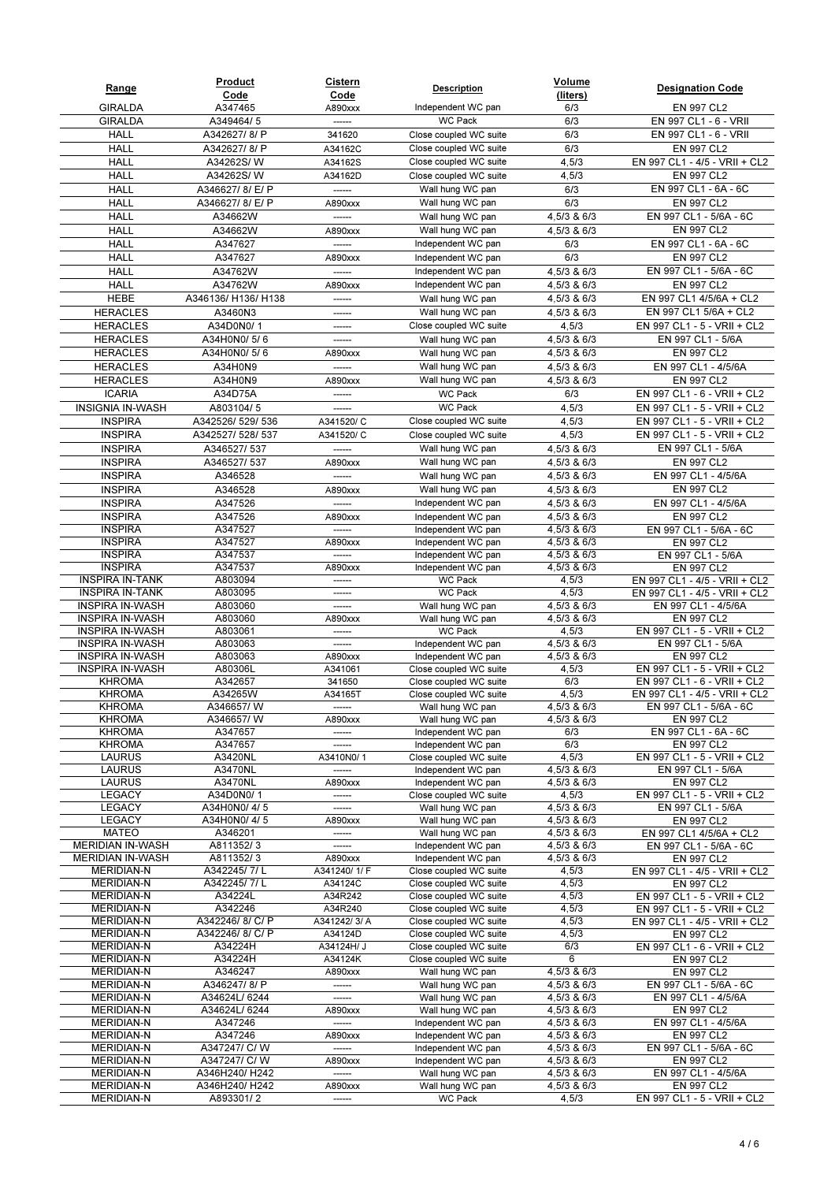| Range | Product Code | Cistern Code | Description | Volume (liters) | Designation Code |
|---|---|---|---|---|---|
| GIRALDA | A347465 | A890xxx | Independent WC pan | 6/3 | EN 997 CL2 |
| GIRALDA | A349464/ 5 | ------ | WC Pack | 6/3 | EN 997 CL1 - 6 - VRII |
| HALL | A342627/ 8/ P | 341620 | Close coupled WC suite | 6/3 | EN 997 CL1 - 6 - VRII |
| HALL | A342627/ 8/ P | A34162C | Close coupled WC suite | 6/3 | EN 997 CL2 |
| HALL | A34262S/ W | A34162S | Close coupled WC suite | 4,5/3 | EN 997 CL1 - 4/5 - VRII + CL2 |
| HALL | A34262S/ W | A34162D | Close coupled WC suite | 4,5/3 | EN 997 CL2 |
| HALL | A346627/ 8/ E/ P | ------ | Wall hung WC pan | 6/3 | EN 997 CL1 - 6A - 6C |
| HALL | A346627/ 8/ E/ P | A890xxx | Wall hung WC pan | 6/3 | EN 997 CL2 |
| HALL | A34662W | ------ | Wall hung WC pan | 4,5/3 & 6/3 | EN 997 CL1 - 5/6A - 6C |
| HALL | A34662W | A890xxx | Wall hung WC pan | 4,5/3 & 6/3 | EN 997 CL2 |
| HALL | A347627 | ------ | Independent WC pan | 6/3 | EN 997 CL1 - 6A - 6C |
| HALL | A347627 | A890xxx | Independent WC pan | 6/3 | EN 997 CL2 |
| HALL | A34762W | ------ | Independent WC pan | 4,5/3 & 6/3 | EN 997 CL1 - 5/6A - 6C |
| HALL | A34762W | A890xxx | Independent WC pan | 4,5/3 & 6/3 | EN 997 CL2 |
| HEBE | A346136/ H136/ H138 | ------ | Wall hung WC pan | 4,5/3 & 6/3 | EN 997 CL1 4/5/6A + CL2 |
| HERACLES | A3460N3 | ------ | Wall hung WC pan | 4,5/3 & 6/3 | EN 997 CL1 5/6A + CL2 |
| HERACLES | A34D0N0/ 1 | ------ | Close coupled WC suite | 4,5/3 | EN 997 CL1 - 5 - VRII + CL2 |
| HERACLES | A34H0N0/ 5/ 6 | ------ | Wall hung WC pan | 4,5/3 & 6/3 | EN 997 CL1 - 5/6A |
| HERACLES | A34H0N0/ 5/ 6 | A890xxx | Wall hung WC pan | 4,5/3 & 6/3 | EN 997 CL2 |
| HERACLES | A34H0N9 | ------ | Wall hung WC pan | 4,5/3 & 6/3 | EN 997 CL1 - 4/5/6A |
| HERACLES | A34H0N9 | A890xxx | Wall hung WC pan | 4,5/3 & 6/3 | EN 997 CL2 |
| ICARIA | A34D75A | ------ | WC Pack | 6/3 | EN 997 CL1 - 6 - VRII + CL2 |
| INSIGNIA IN-WASH | A803104/ 5 | ------ | WC Pack | 4,5/3 | EN 997 CL1 - 5 - VRII + CL2 |
| INSPIRA | A342526/ 529/ 536 | A341520/ C | Close coupled WC suite | 4,5/3 | EN 997 CL1 - 5 - VRII + CL2 |
| INSPIRA | A342527/ 528/ 537 | A341520/ C | Close coupled WC suite | 4,5/3 | EN 997 CL1 - 5 - VRII + CL2 |
| INSPIRA | A346527/ 537 | ------ | Wall hung WC pan | 4,5/3 & 6/3 | EN 997 CL1 - 5/6A |
| INSPIRA | A346527/ 537 | A890xxx | Wall hung WC pan | 4,5/3 & 6/3 | EN 997 CL2 |
| INSPIRA | A346528 | ------ | Wall hung WC pan | 4,5/3 & 6/3 | EN 997 CL1 - 4/5/6A |
| INSPIRA | A346528 | A890xxx | Wall hung WC pan | 4,5/3 & 6/3 | EN 997 CL2 |
| INSPIRA | A347526 | ------ | Independent WC pan | 4,5/3 & 6/3 | EN 997 CL1 - 4/5/6A |
| INSPIRA | A347526 | A890xxx | Independent WC pan | 4,5/3 & 6/3 | EN 997 CL2 |
| INSPIRA | A347527 | ------ | Independent WC pan | 4,5/3 & 6/3 | EN 997 CL1 - 5/6A - 6C |
| INSPIRA | A347527 | A890xxx | Independent WC pan | 4,5/3 & 6/3 | EN 997 CL2 |
| INSPIRA | A347537 | ------ | Independent WC pan | 4,5/3 & 6/3 | EN 997 CL1 - 5/6A |
| INSPIRA | A347537 | A890xxx | Independent WC pan | 4,5/3 & 6/3 | EN 997 CL2 |
| INSPIRA IN-TANK | A803094 | ------ | WC Pack | 4,5/3 | EN 997 CL1 - 4/5 - VRII + CL2 |
| INSPIRA IN-TANK | A803095 | ------ | WC Pack | 4,5/3 | EN 997 CL1 - 4/5 - VRII + CL2 |
| INSPIRA IN-WASH | A803060 | ------ | Wall hung WC pan | 4,5/3 & 6/3 | EN 997 CL1 - 4/5/6A |
| INSPIRA IN-WASH | A803060 | A890xxx | Wall hung WC pan | 4,5/3 & 6/3 | EN 997 CL2 |
| INSPIRA IN-WASH | A803061 | ------ | WC Pack | 4,5/3 | EN 997 CL1 - 5 - VRII + CL2 |
| INSPIRA IN-WASH | A803063 | ------ | Independent WC pan | 4,5/3 & 6/3 | EN 997 CL1 - 5/6A |
| INSPIRA IN-WASH | A803063 | A890xxx | Independent WC pan | 4,5/3 & 6/3 | EN 997 CL2 |
| INSPIRA IN-WASH | A80306L | A341061 | Close coupled WC suite | 4,5/3 | EN 997 CL1 - 5 - VRII + CL2 |
| KHROMA | A342657 | 341650 | Close coupled WC suite | 6/3 | EN 997 CL1 - 6 - VRII + CL2 |
| KHROMA | A34265W | A34165T | Close coupled WC suite | 4,5/3 | EN 997 CL1 - 4/5 - VRII + CL2 |
| KHROMA | A346657/ W | ------ | Wall hung WC pan | 4,5/3 & 6/3 | EN 997 CL1 - 5/6A - 6C |
| KHROMA | A346657/ W | A890xxx | Wall hung WC pan | 4,5/3 & 6/3 | EN 997 CL2 |
| KHROMA | A347657 | ------ | Independent WC pan | 6/3 | EN 997 CL1 - 6A - 6C |
| KHROMA | A347657 | ------ | Independent WC pan | 6/3 | EN 997 CL2 |
| LAURUS | A3420NL | A3410N0/ 1 | Close coupled WC suite | 4,5/3 | EN 997 CL1 - 5 - VRII + CL2 |
| LAURUS | A3470NL | ------ | Independent WC pan | 4,5/3 & 6/3 | EN 997 CL1 - 5/6A |
| LAURUS | A3470NL | A890xxx | Independent WC pan | 4,5/3 & 6/3 | EN 997 CL2 |
| LEGACY | A34D0N0/ 1 | ------ | Close coupled WC suite | 4,5/3 | EN 997 CL1 - 5 - VRII + CL2 |
| LEGACY | A34H0N0/ 4/ 5 | ------ | Wall hung WC pan | 4,5/3 & 6/3 | EN 997 CL1 - 5/6A |
| LEGACY | A34H0N0/ 4/ 5 | A890xxx | Wall hung WC pan | 4,5/3 & 6/3 | EN 997 CL2 |
| MATEO | A346201 | ------ | Wall hung WC pan | 4,5/3 & 6/3 | EN 997 CL1 4/5/6A + CL2 |
| MERIDIAN IN-WASH | A811352/ 3 | ------ | Independent WC pan | 4,5/3 & 6/3 | EN 997 CL1 - 5/6A - 6C |
| MERIDIAN IN-WASH | A811352/ 3 | A890xxx | Independent WC pan | 4,5/3 & 6/3 | EN 997 CL2 |
| MERIDIAN-N | A342245/ 7/ L | A341240/ 1/ F | Close coupled WC suite | 4,5/3 | EN 997 CL1 - 4/5 - VRII + CL2 |
| MERIDIAN-N | A342245/ 7/ L | A34124C | Close coupled WC suite | 4,5/3 | EN 997 CL2 |
| MERIDIAN-N | A34224L | A34R242 | Close coupled WC suite | 4,5/3 | EN 997 CL1 - 5 - VRII + CL2 |
| MERIDIAN-N | A342246 | A34R240 | Close coupled WC suite | 4,5/3 | EN 997 CL1 - 5 - VRII + CL2 |
| MERIDIAN-N | A342246/ 8/ C/ P | A341242/ 3/ A | Close coupled WC suite | 4,5/3 | EN 997 CL1 - 4/5 - VRII + CL2 |
| MERIDIAN-N | A342246/ 8/ C/ P | A34124D | Close coupled WC suite | 4,5/3 | EN 997 CL2 |
| MERIDIAN-N | A34224H | A34124H/ J | Close coupled WC suite | 6/3 | EN 997 CL1 - 6 - VRII + CL2 |
| MERIDIAN-N | A34224H | A34124K | Close coupled WC suite | 6 | EN 997 CL2 |
| MERIDIAN-N | A346247 | A890xxx | Wall hung WC pan | 4,5/3 & 6/3 | EN 997 CL2 |
| MERIDIAN-N | A346247/ 8/ P | ------ | Wall hung WC pan | 4,5/3 & 6/3 | EN 997 CL1 - 5/6A - 6C |
| MERIDIAN-N | A34624L/ 6244 | ------ | Wall hung WC pan | 4,5/3 & 6/3 | EN 997 CL1 - 4/5/6A |
| MERIDIAN-N | A34624L/ 6244 | A890xxx | Wall hung WC pan | 4,5/3 & 6/3 | EN 997 CL2 |
| MERIDIAN-N | A347246 | ------ | Independent WC pan | 4,5/3 & 6/3 | EN 997 CL1 - 4/5/6A |
| MERIDIAN-N | A347246 | A890xxx | Independent WC pan | 4,5/3 & 6/3 | EN 997 CL2 |
| MERIDIAN-N | A347247/ C/ W | ------ | Independent WC pan | 4,5/3 & 6/3 | EN 997 CL1 - 5/6A - 6C |
| MERIDIAN-N | A347247/ C/ W | A890xxx | Independent WC pan | 4,5/3 & 6/3 | EN 997 CL2 |
| MERIDIAN-N | A346H240/ H242 | ------ | Wall hung WC pan | 4,5/3 & 6/3 | EN 997 CL1 - 4/5/6A |
| MERIDIAN-N | A346H240/ H242 | A890xxx | Wall hung WC pan | 4,5/3 & 6/3 | EN 997 CL2 |
| MERIDIAN-N | A893301/ 2 | ------ | WC Pack | 4,5/3 | EN 997 CL1 - 5 - VRII + CL2 |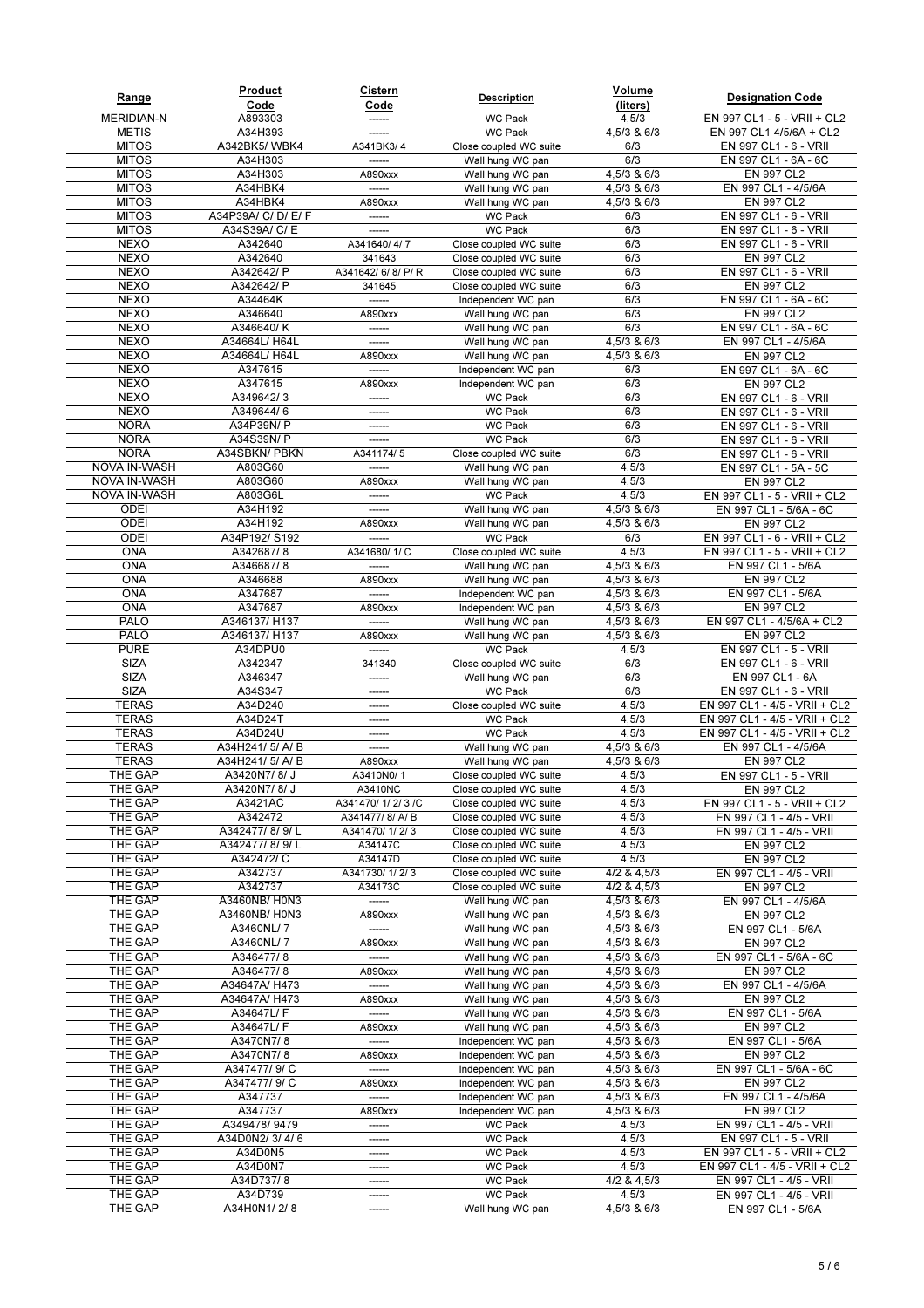| Range | Product Code | Cistern Code | Description | Volume (liters) | Designation Code |
|---|---|---|---|---|---|
| MERIDIAN-N | A893303 | ------ | WC Pack | 4,5/3 | EN 997 CL1 - 5 - VRII + CL2 |
| METIS | A34H393 | ------ | WC Pack | 4,5/3 & 6/3 | EN 997 CL1 4/5/6A + CL2 |
| MITOS | A342BK5/ WBK4 | A341BK3/ 4 | Close coupled WC suite | 6/3 | EN 997 CL1 - 6 - VRII |
| MITOS | A34H303 | ------ | Wall hung WC pan | 6/3 | EN 997 CL1 - 6A - 6C |
| MITOS | A34H303 | A890xxx | Wall hung WC pan | 4,5/3 & 6/3 | EN 997 CL2 |
| MITOS | A34HBK4 | ------ | Wall hung WC pan | 4,5/3 & 6/3 | EN 997 CL1 - 4/5/6A |
| MITOS | A34HBK4 | A890xxx | Wall hung WC pan | 4,5/3 & 6/3 | EN 997 CL2 |
| MITOS | A34P39A/ C/ D/ E/ F | ------ | WC Pack | 6/3 | EN 997 CL1 - 6 - VRII |
| MITOS | A34S39A/ C/ E | ------ | WC Pack | 6/3 | EN 997 CL1 - 6 - VRII |
| NEXO | A342640 | A341640/ 4/ 7 | Close coupled WC suite | 6/3 | EN 997 CL1 - 6 - VRII |
| NEXO | A342640 | 341643 | Close coupled WC suite | 6/3 | EN 997 CL2 |
| NEXO | A342642/ P | A341642/ 6/ 8/ P/ R | Close coupled WC suite | 6/3 | EN 997 CL1 - 6 - VRII |
| NEXO | A342642/ P | 341645 | Close coupled WC suite | 6/3 | EN 997 CL2 |
| NEXO | A34464K | ------ | Independent WC pan | 6/3 | EN 997 CL1 - 6A - 6C |
| NEXO | A346640 | A890xxx | Wall hung WC pan | 6/3 | EN 997 CL2 |
| NEXO | A346640/ K | ------ | Wall hung WC pan | 6/3 | EN 997 CL1 - 6A - 6C |
| NEXO | A34664L/ H64L | ------ | Wall hung WC pan | 4,5/3 & 6/3 | EN 997 CL1 - 4/5/6A |
| NEXO | A34664L/ H64L | A890xxx | Wall hung WC pan | 4,5/3 & 6/3 | EN 997 CL2 |
| NEXO | A347615 | ------ | Independent WC pan | 6/3 | EN 997 CL1 - 6A - 6C |
| NEXO | A347615 | A890xxx | Independent WC pan | 6/3 | EN 997 CL2 |
| NEXO | A349642/ 3 | ------ | WC Pack | 6/3 | EN 997 CL1 - 6 - VRII |
| NEXO | A349644/ 6 | ------ | WC Pack | 6/3 | EN 997 CL1 - 6 - VRII |
| NORA | A34P39N/ P | ------ | WC Pack | 6/3 | EN 997 CL1 - 6 - VRII |
| NORA | A34S39N/ P | ------ | WC Pack | 6/3 | EN 997 CL1 - 6 - VRII |
| NORA | A34SBKN/ PBKN | A341174/ 5 | Close coupled WC suite | 6/3 | EN 997 CL1 - 6 - VRII |
| NOVA IN-WASH | A803G60 | ------ | Wall hung WC pan | 4,5/3 | EN 997 CL1 - 5A - 5C |
| NOVA IN-WASH | A803G60 | A890xxx | Wall hung WC pan | 4,5/3 | EN 997 CL2 |
| NOVA IN-WASH | A803G6L | ------ | WC Pack | 4,5/3 | EN 997 CL1 - 5 - VRII + CL2 |
| ODEI | A34H192 | ------ | Wall hung WC pan | 4,5/3 & 6/3 | EN 997 CL1 - 5/6A - 6C |
| ODEI | A34H192 | A890xxx | Wall hung WC pan | 4,5/3 & 6/3 | EN 997 CL2 |
| ODEI | A34P192/ S192 | ------ | WC Pack | 6/3 | EN 997 CL1 - 6 - VRII + CL2 |
| ONA | A342687/ 8 | A341680/ 1/ C | Close coupled WC suite | 4,5/3 | EN 997 CL1 - 5 - VRII + CL2 |
| ONA | A346687/ 8 | ------ | Wall hung WC pan | 4,5/3 & 6/3 | EN 997 CL1 - 5/6A |
| ONA | A346688 | A890xxx | Wall hung WC pan | 4,5/3 & 6/3 | EN 997 CL2 |
| ONA | A347687 | ------ | Independent WC pan | 4,5/3 & 6/3 | EN 997 CL1 - 5/6A |
| ONA | A347687 | A890xxx | Independent WC pan | 4,5/3 & 6/3 | EN 997 CL2 |
| PALO | A346137/ H137 | ------ | Wall hung WC pan | 4,5/3 & 6/3 | EN 997 CL1 - 4/5/6A + CL2 |
| PALO | A346137/ H137 | A890xxx | Wall hung WC pan | 4,5/3 & 6/3 | EN 997 CL2 |
| PURE | A34DPU0 | ------ | WC Pack | 4,5/3 | EN 997 CL1 - 5 - VRII |
| SIZA | A342347 | 341340 | Close coupled WC suite | 6/3 | EN 997 CL1 - 6 - VRII |
| SIZA | A346347 | ------ | Wall hung WC pan | 6/3 | EN 997 CL1 - 6A |
| SIZA | A34S347 | ------ | WC Pack | 6/3 | EN 997 CL1 - 6 - VRII |
| TERAS | A34D240 | ------ | Close coupled WC suite | 4,5/3 | EN 997 CL1 - 4/5 - VRII + CL2 |
| TERAS | A34D24T | ------ | WC Pack | 4,5/3 | EN 997 CL1 - 4/5 - VRII + CL2 |
| TERAS | A34D24U | ------ | WC Pack | 4,5/3 | EN 997 CL1 - 4/5 - VRII + CL2 |
| TERAS | A34H241/ 5/ A/ B | ------ | Wall hung WC pan | 4,5/3 & 6/3 | EN 997 CL1 - 4/5/6A |
| TERAS | A34H241/ 5/ A/ B | A890xxx | Wall hung WC pan | 4,5/3 & 6/3 | EN 997 CL2 |
| THE GAP | A3420N7/ 8/ J | A3410N0/ 1 | Close coupled WC suite | 4,5/3 | EN 997 CL1 - 5 - VRII |
| THE GAP | A3420N7/ 8/ J | A3410NC | Close coupled WC suite | 4,5/3 | EN 997 CL2 |
| THE GAP | A3421AC | A341470/ 1/ 2/ 3 /C | Close coupled WC suite | 4,5/3 | EN 997 CL1 - 5 - VRII + CL2 |
| THE GAP | A342472 | A341477/ 8/ A/ B | Close coupled WC suite | 4,5/3 | EN 997 CL1 - 4/5 - VRII |
| THE GAP | A342477/ 8/ 9/ L | A341470/ 1/ 2/ 3 | Close coupled WC suite | 4,5/3 | EN 997 CL1 - 4/5 - VRII |
| THE GAP | A342477/ 8/ 9/ L | A34147C | Close coupled WC suite | 4,5/3 | EN 997 CL2 |
| THE GAP | A342472/ C | A34147D | Close coupled WC suite | 4,5/3 | EN 997 CL2 |
| THE GAP | A342737 | A341730/ 1/ 2/ 3 | Close coupled WC suite | 4/2 & 4,5/3 | EN 997 CL1 - 4/5 - VRII |
| THE GAP | A342737 | A34173C | Close coupled WC suite | 4/2 & 4,5/3 | EN 997 CL2 |
| THE GAP | A3460NB/ H0N3 | ------ | Wall hung WC pan | 4,5/3 & 6/3 | EN 997 CL1 - 4/5/6A |
| THE GAP | A3460NB/ H0N3 | A890xxx | Wall hung WC pan | 4,5/3 & 6/3 | EN 997 CL2 |
| THE GAP | A3460NL/ 7 | ------ | Wall hung WC pan | 4,5/3 & 6/3 | EN 997 CL1 - 5/6A |
| THE GAP | A3460NL/ 7 | A890xxx | Wall hung WC pan | 4,5/3 & 6/3 | EN 997 CL2 |
| THE GAP | A346477/ 8 | ------ | Wall hung WC pan | 4,5/3 & 6/3 | EN 997 CL1 - 5/6A - 6C |
| THE GAP | A346477/ 8 | A890xxx | Wall hung WC pan | 4,5/3 & 6/3 | EN 997 CL2 |
| THE GAP | A34647A/ H473 | ------ | Wall hung WC pan | 4,5/3 & 6/3 | EN 997 CL1 - 4/5/6A |
| THE GAP | A34647A/ H473 | A890xxx | Wall hung WC pan | 4,5/3 & 6/3 | EN 997 CL2 |
| THE GAP | A34647L/ F | ------ | Wall hung WC pan | 4,5/3 & 6/3 | EN 997 CL1 - 5/6A |
| THE GAP | A34647L/ F | A890xxx | Wall hung WC pan | 4,5/3 & 6/3 | EN 997 CL2 |
| THE GAP | A3470N7/ 8 | ------ | Independent WC pan | 4,5/3 & 6/3 | EN 997 CL1 - 5/6A |
| THE GAP | A3470N7/ 8 | A890xxx | Independent WC pan | 4,5/3 & 6/3 | EN 997 CL2 |
| THE GAP | A347477/ 9/ C | ------ | Independent WC pan | 4,5/3 & 6/3 | EN 997 CL1 - 5/6A - 6C |
| THE GAP | A347477/ 9/ C | A890xxx | Independent WC pan | 4,5/3 & 6/3 | EN 997 CL2 |
| THE GAP | A347737 | ------ | Independent WC pan | 4,5/3 & 6/3 | EN 997 CL1 - 4/5/6A |
| THE GAP | A347737 | A890xxx | Independent WC pan | 4,5/3 & 6/3 | EN 997 CL2 |
| THE GAP | A349478/ 9479 | ------ | WC Pack | 4,5/3 | EN 997 CL1 - 4/5 - VRII |
| THE GAP | A34D0N2/ 3/ 4/ 6 | ------ | WC Pack | 4,5/3 | EN 997 CL1 - 5 - VRII |
| THE GAP | A34D0N5 | ------ | WC Pack | 4,5/3 | EN 997 CL1 - 5 - VRII + CL2 |
| THE GAP | A34D0N7 | ------ | WC Pack | 4,5/3 | EN 997 CL1 - 4/5 - VRII + CL2 |
| THE GAP | A34D737/ 8 | ------ | WC Pack | 4/2 & 4,5/3 | EN 997 CL1 - 4/5 - VRII |
| THE GAP | A34D739 | ------ | WC Pack | 4,5/3 | EN 997 CL1 - 4/5 - VRII |
| THE GAP | A34H0N1/ 2/ 8 | ------ | Wall hung WC pan | 4,5/3 & 6/3 | EN 997 CL1 - 5/6A |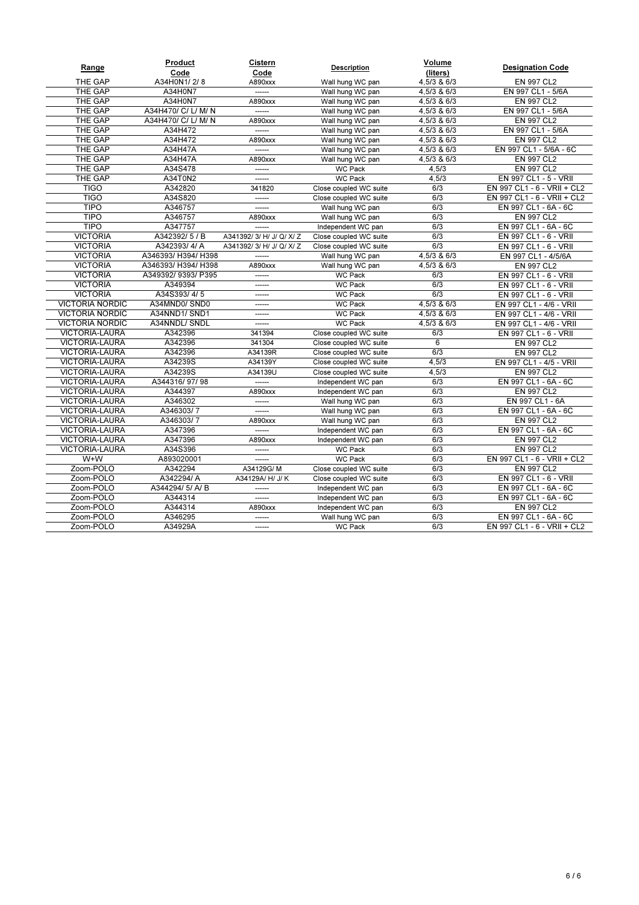| Range | Product Code | Cistern Code | Description | Volume (liters) | Designation Code |
|---|---|---|---|---|---|
| THE GAP | A34H0N1/ 2/ 8 | A890xxx | Wall hung WC pan | 4,5/3 & 6/3 | EN 997 CL2 |
| THE GAP | A34H0N7 | ------ | Wall hung WC pan | 4,5/3 & 6/3 | EN 997 CL1 - 5/6A |
| THE GAP | A34H0N7 | A890xxx | Wall hung WC pan | 4,5/3 & 6/3 | EN 997 CL2 |
| THE GAP | A34H470/ C/ L/ M/ N | ------ | Wall hung WC pan | 4,5/3 & 6/3 | EN 997 CL1 - 5/6A |
| THE GAP | A34H470/ C/ L/ M/ N | A890xxx | Wall hung WC pan | 4,5/3 & 6/3 | EN 997 CL2 |
| THE GAP | A34H472 | ------ | Wall hung WC pan | 4,5/3 & 6/3 | EN 997 CL1 - 5/6A |
| THE GAP | A34H472 | A890xxx | Wall hung WC pan | 4,5/3 & 6/3 | EN 997 CL2 |
| THE GAP | A34H47A | ------ | Wall hung WC pan | 4,5/3 & 6/3 | EN 997 CL1 - 5/6A - 6C |
| THE GAP | A34H47A | A890xxx | Wall hung WC pan | 4,5/3 & 6/3 | EN 997 CL2 |
| THE GAP | A34S478 | ------ | WC Pack | 4,5/3 | EN 997 CL2 |
| THE GAP | A34T0N2 | ------ | WC Pack | 4,5/3 | EN 997 CL1 - 5 - VRII |
| TIGO | A342820 | 341820 | Close coupled WC suite | 6/3 | EN 997 CL1 - 6 - VRII + CL2 |
| TIGO | A34S820 | ------ | Close coupled WC suite | 6/3 | EN 997 CL1 - 6 - VRII + CL2 |
| TIPO | A346757 | ------ | Wall hung WC pan | 6/3 | EN 997 CL1 - 6A - 6C |
| TIPO | A346757 | A890xxx | Wall hung WC pan | 6/3 | EN 997 CL2 |
| TIPO | A347757 | ------ | Independent WC pan | 6/3 | EN 997 CL1 - 6A - 6C |
| VICTORIA | A342392/ 5 / B | A341392/ 3/ H/ J/ Q/ X/ Z | Close coupled WC suite | 6/3 | EN 997 CL1 - 6 - VRII |
| VICTORIA | A342393/ 4/ A | A341392/ 3/ H/ J/ Q/ X/ Z | Close coupled WC suite | 6/3 | EN 997 CL1 - 6 - VRII |
| VICTORIA | A346393/ H394/ H398 | ------ | Wall hung WC pan | 4,5/3 & 6/3 | EN 997 CL1 - 4/5/6A |
| VICTORIA | A346393/ H394/ H398 | A890xxx | Wall hung WC pan | 4,5/3 & 6/3 | EN 997 CL2 |
| VICTORIA | A349392/ 9393/ P395 | ------ | WC Pack | 6/3 | EN 997 CL1 - 6 - VRII |
| VICTORIA | A349394 | ------ | WC Pack | 6/3 | EN 997 CL1 - 6 - VRII |
| VICTORIA | A34S393/ 4/ 5 | ------ | WC Pack | 6/3 | EN 997 CL1 - 6 - VRII |
| VICTORIA NORDIC | A34MND0/ SND0 | ------ | WC Pack | 4,5/3 & 6/3 | EN 997 CL1 - 4/6 - VRII |
| VICTORIA NORDIC | A34NND1/ SND1 | ------ | WC Pack | 4,5/3 & 6/3 | EN 997 CL1 - 4/6 - VRII |
| VICTORIA NORDIC | A34NNDL/ SNDL | ------ | WC Pack | 4,5/3 & 6/3 | EN 997 CL1 - 4/6 - VRII |
| VICTORIA-LAURA | A342396 | 341394 | Close coupled WC suite | 6/3 | EN 997 CL1 - 6 - VRII |
| VICTORIA-LAURA | A342396 | 341304 | Close coupled WC suite | 6 | EN 997 CL2 |
| VICTORIA-LAURA | A342396 | A34139R | Close coupled WC suite | 6/3 | EN 997 CL2 |
| VICTORIA-LAURA | A34239S | A34139Y | Close coupled WC suite | 4,5/3 | EN 997 CL1 - 4/5 - VRII |
| VICTORIA-LAURA | A34239S | A34139U | Close coupled WC suite | 4,5/3 | EN 997 CL2 |
| VICTORIA-LAURA | A344316/ 97/ 98 | ------ | Independent WC pan | 6/3 | EN 997 CL1 - 6A - 6C |
| VICTORIA-LAURA | A344397 | A890xxx | Independent WC pan | 6/3 | EN 997 CL2 |
| VICTORIA-LAURA | A346302 | ------ | Wall hung WC pan | 6/3 | EN 997 CL1 - 6A |
| VICTORIA-LAURA | A346303/ 7 | ------ | Wall hung WC pan | 6/3 | EN 997 CL1 - 6A - 6C |
| VICTORIA-LAURA | A346303/ 7 | A890xxx | Wall hung WC pan | 6/3 | EN 997 CL2 |
| VICTORIA-LAURA | A347396 | ------ | Independent WC pan | 6/3 | EN 997 CL1 - 6A - 6C |
| VICTORIA-LAURA | A347396 | A890xxx | Independent WC pan | 6/3 | EN 997 CL2 |
| VICTORIA-LAURA | A34S396 | ------ | WC Pack | 6/3 | EN 997 CL2 |
| W+W | A893020001 | ------ | WC Pack | 6/3 | EN 997 CL1 - 6 - VRII + CL2 |
| Zoom-POLO | A342294 | A34129G/ M | Close coupled WC suite | 6/3 | EN 997 CL2 |
| Zoom-POLO | A342294/ A | A34129A/ H/ J/ K | Close coupled WC suite | 6/3 | EN 997 CL1 - 6 - VRII |
| Zoom-POLO | A344294/ 5/ A/ B | ------ | Independent WC pan | 6/3 | EN 997 CL1 - 6A - 6C |
| Zoom-POLO | A344314 | ------ | Independent WC pan | 6/3 | EN 997 CL1 - 6A - 6C |
| Zoom-POLO | A344314 | A890xxx | Independent WC pan | 6/3 | EN 997 CL2 |
| Zoom-POLO | A346295 | ------ | Wall hung WC pan | 6/3 | EN 997 CL1 - 6A - 6C |
| Zoom-POLO | A34929A | ------ | WC Pack | 6/3 | EN 997 CL1 - 6 - VRII + CL2 |